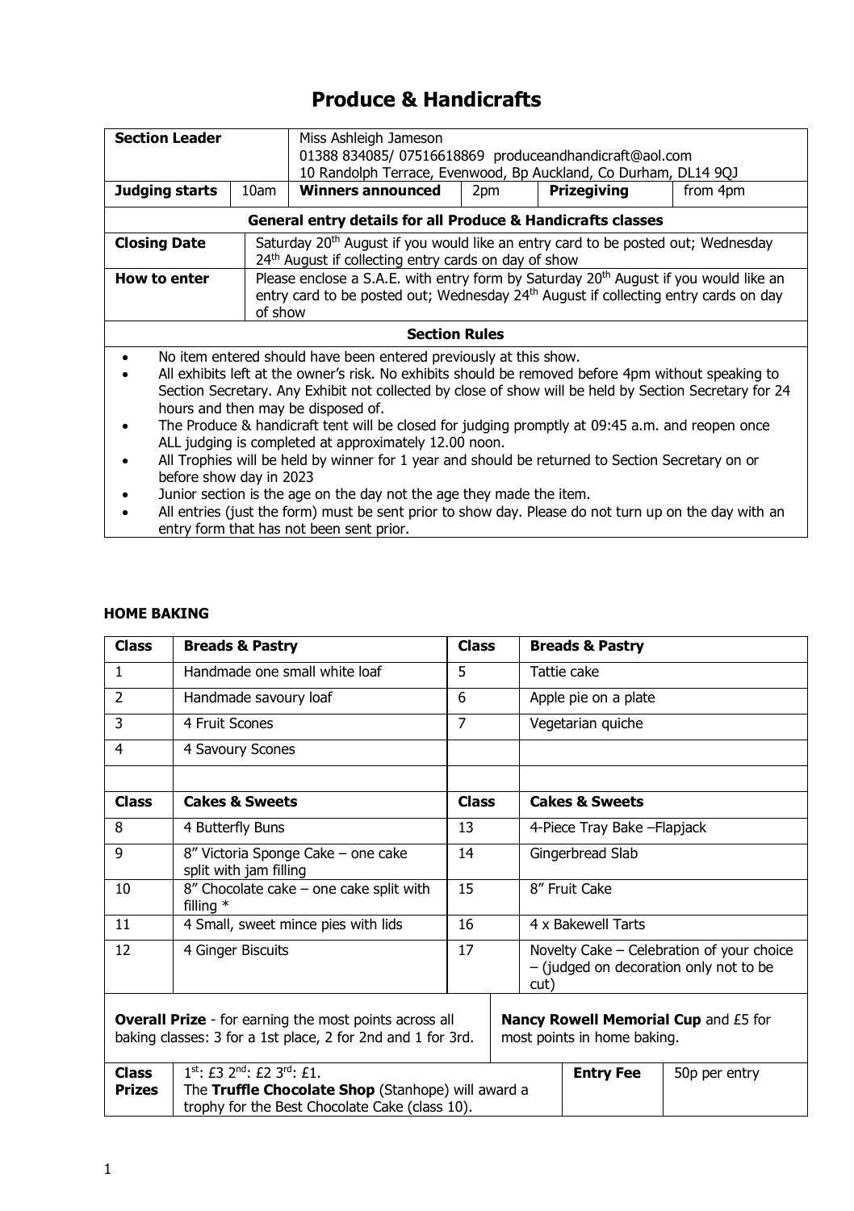# Produce & Handicrafts

| **Section Leader** | | Miss Ashleigh Jameson<br>01388 834085/ 07516618869 produceandhandicraft@aol.com<br>10 Randolph Terrace, Evenwood, Bp Auckland, Co Durham, DL14 9QJ | | | |
|---|---|---|---|---|---|
| **Judging starts** | 10am | **Winners announced** | 2pm | **Prizegiving** | from 4pm |

**General entry details for all Produce & Handicrafts classes**

| | |
|---|---|
| **Closing Date** | Saturday 20th August if you would like an entry card to be posted out; Wednesday 24th August if collecting entry cards on day of show |
| **How to enter** | Please enclose a S.A.E. with entry form by Saturday 20th August if you would like an entry card to be posted out; Wednesday 24th August if collecting entry cards on day of show |

**Section Rules**

- No item entered should have been entered previously at this show.
- All exhibits left at the owner's risk. No exhibits should be removed before 4pm without speaking to Section Secretary. Any Exhibit not collected by close of show will be held by Section Secretary for 24 hours and then may be disposed of.
- The Produce & handicraft tent will be closed for judging promptly at 09:45 a.m. and reopen once ALL judging is completed at approximately 12.00 noon.
- All Trophies will be held by winner for 1 year and should be returned to Section Secretary on or before show day in 2023
- Junior section is the age on the day not the age they made the item.
- All entries (just the form) must be sent prior to show day. Please do not turn up on the day with an entry form that has not been sent prior.

**HOME BAKING**

| Class | Breads & Pastry | Class | Breads & Pastry |
|---|---|---|---|
| 1 | Handmade one small white loaf | 5 | Tattie cake |
| 2 | Handmade savoury loaf | 6 | Apple pie on a plate |
| 3 | 4 Fruit Scones | 7 | Vegetarian quiche |
| 4 | 4 Savoury Scones | | |
| | | | |
| **Class** | **Cakes & Sweets** | **Class** | **Cakes & Sweets** |
| 8 | 4 Butterfly Buns | 13 | 4-Piece Tray Bake –Flapjack |
| 9 | 8" Victoria Sponge Cake – one cake split with jam filling | 14 | Gingerbread Slab |
| 10 | 8" Chocolate cake – one cake split with filling * | 15 | 8" Fruit Cake |
| 11 | 4 Small, sweet mince pies with lids | 16 | 4 x Bakewell Tarts |
| 12 | 4 Ginger Biscuits | 17 | Novelty Cake – Celebration of your choice – (judged on decoration only not to be cut) |

| | |
|---|---|
| **Overall Prize** - for earning the most points across all baking classes: 3 for a 1st place, 2 for 2nd and 1 for 3rd. | **Nancy Rowell Memorial Cup** and £5 for most points in home baking. |

| **Class Prizes** | 1st: £3 2nd: £2 3rd: £1.<br>The **Truffle Chocolate Shop** (Stanhope) will award a trophy for the Best Chocolate Cake (class 10). | **Entry Fee** | 50p per entry |
|---|---|---|---|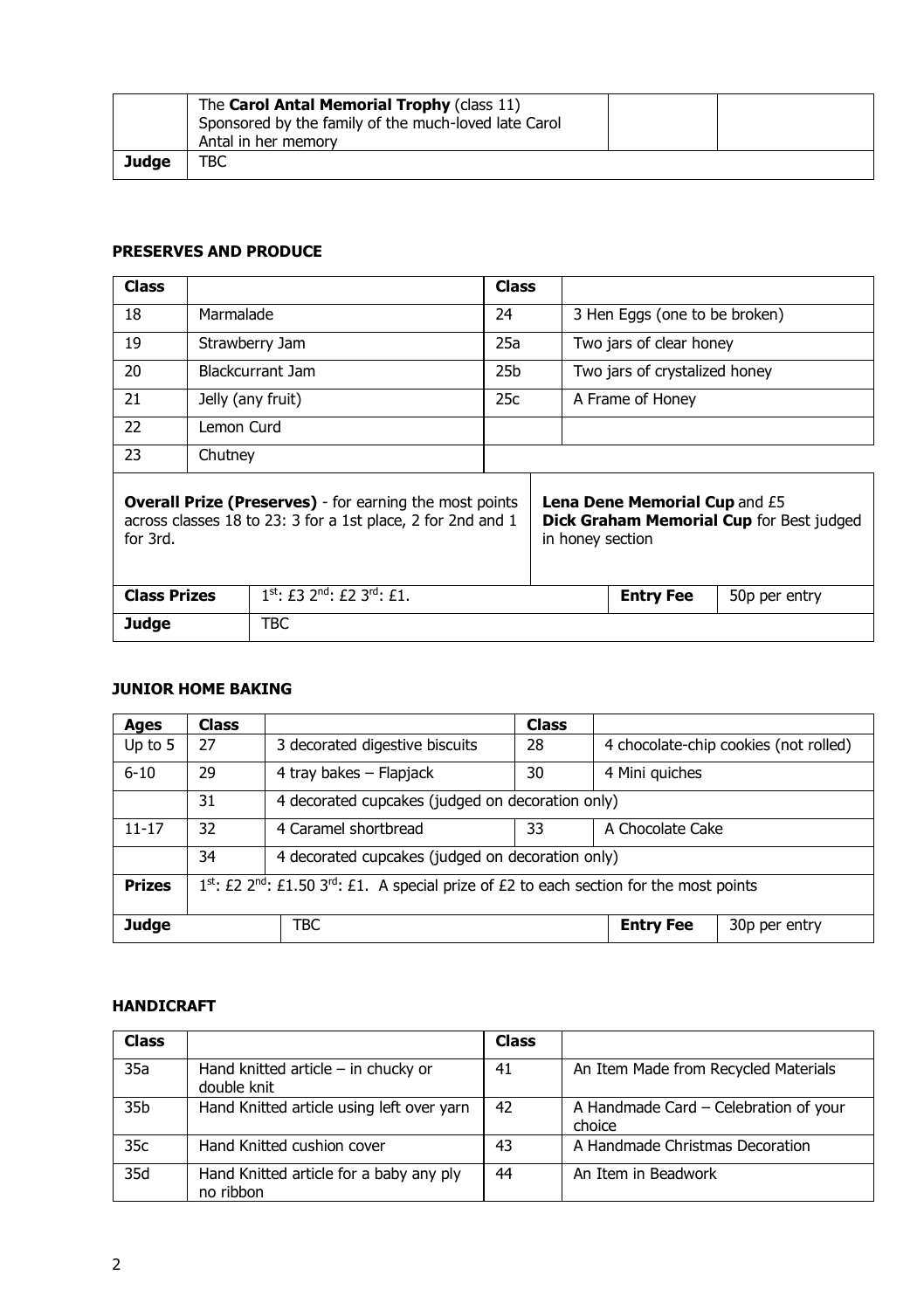| | The **Carol Antal Memorial Trophy** (class 11) Sponsored by the family of the much-loved late Carol Antal in her memory | | |
|---|---|---|---|
| **Judge** | TBC | | |

### PRESERVES AND PRODUCE

| **Class** | | **Class** | |
|---|---|---|---|
| 18 | Marmalade | 24 | 3 Hen Eggs (one to be broken) |
| 19 | Strawberry Jam | 25a | Two jars of clear honey |
| 20 | Blackcurrant Jam | 25b | Two jars of crystalized honey |
| 21 | Jelly (any fruit) | 25c | A Frame of Honey |
| 22 | Lemon Curd | | |
| 23 | Chutney | | |
| **Overall Prize (Preserves)** - for earning the most points across classes 18 to 23: 3 for a 1st place, 2 for 2nd and 1 for 3rd. | | **Lena Dene Memorial Cup** and £5 **Dick Graham Memorial Cup** for Best judged in honey section | |
| **Class Prizes** | 1st: £3 2nd: £2 3rd: £1. | **Entry Fee** | 50p per entry |
| **Judge** | TBC | | |

### JUNIOR HOME BAKING

| **Ages** | **Class** | | **Class** | |
|---|---|---|---|---|
| Up to 5 | 27 | 3 decorated digestive biscuits | 28 | 4 chocolate-chip cookies (not rolled) |
| 6-10 | 29 | 4 tray bakes – Flapjack | 30 | 4 Mini quiches |
| | 31 | 4 decorated cupcakes (judged on decoration only) | | |
| 11-17 | 32 | 4 Caramel shortbread | 33 | A Chocolate Cake |
| | 34 | 4 decorated cupcakes (judged on decoration only) | | |
| **Prizes** | 1st: £2 2nd: £1.50 3rd: £1. A special prize of £2 to each section for the most points | | | |
| **Judge** | | TBC | **Entry Fee** | 30p per entry |

### HANDICRAFT

| **Class** | | **Class** | |
|---|---|---|---|
| 35a | Hand knitted article – in chucky or double knit | 41 | An Item Made from Recycled Materials |
| 35b | Hand Knitted article using left over yarn | 42 | A Handmade Card – Celebration of your choice |
| 35c | Hand Knitted cushion cover | 43 | A Handmade Christmas Decoration |
| 35d | Hand Knitted article for a baby any ply no ribbon | 44 | An Item in Beadwork |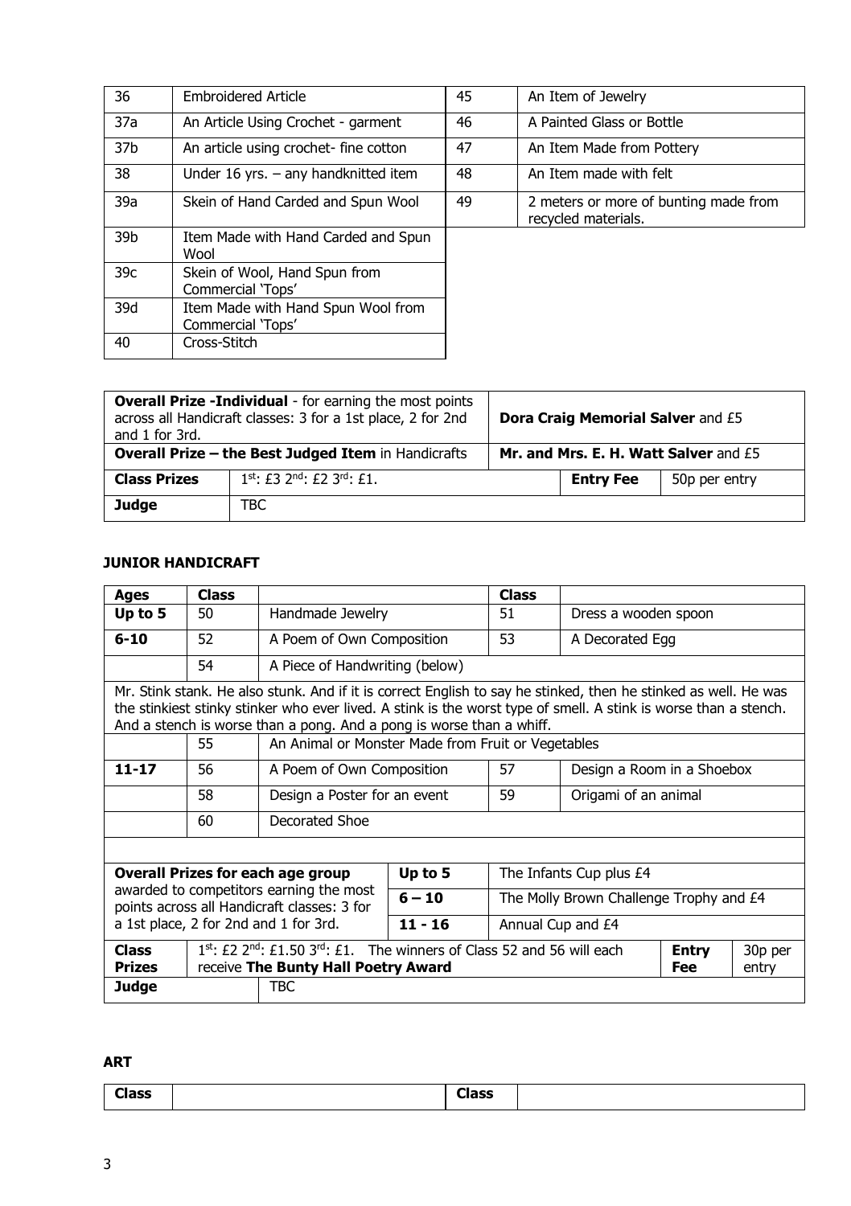| 36 | Embroidered Article | 45 | An Item of Jewelry |
|---|---|---|---|
| 37a | An Article Using Crochet - garment | 46 | A Painted Glass or Bottle |
| 37b | An article using crochet- fine cotton | 47 | An Item Made from Pottery |
| 38 | Under 16 yrs. – any handknitted item | 48 | An Item made with felt |
| 39a | Skein of Hand Carded and Spun Wool | 49 | 2 meters or more of bunting made from recycled materials. |
| 39b | Item Made with Hand Carded and Spun Wool | | |
| 39c | Skein of Wool, Hand Spun from Commercial 'Tops' | | |
| 39d | Item Made with Hand Spun Wool from Commercial 'Tops' | | |
| 40 | Cross-Stitch | | |

| **Overall Prize -Individual** - for earning the most points across all Handicraft classes: 3 for a 1st place, 2 for 2nd and 1 for 3rd. | | **Dora Craig Memorial Salver** and £5 | |
|---|---|---|---|
| **Overall Prize – the Best Judged Item** in Handicrafts | | **Mr. and Mrs. E. H. Watt Salver** and £5 | |
| **Class Prizes** | 1st: £3 2nd: £2 3rd: £1. | **Entry Fee** | 50p per entry |
| **Judge** | TBC | | |

**JUNIOR HANDICRAFT**

| **Ages** | **Class** | | **Class** | |
|---|---|---|---|---|
| **Up to 5** | 50 | Handmade Jewelry | 51 | Dress a wooden spoon |
| **6-10** | 52 | A Poem of Own Composition | 53 | A Decorated Egg |
| | 54 | A Piece of Handwriting (below) | | |
| Mr. Stink stank. He also stunk. And if it is correct English to say he stinked, then he stinked as well. He was the stinkiest stinky stinker who ever lived. A stink is the worst type of smell. A stink is worse than a stench. And a stench is worse than a pong. And a pong is worse than a whiff. | | | | |
| | 55 | An Animal or Monster Made from Fruit or Vegetables | | |
| **11-17** | 56 | A Poem of Own Composition | 57 | Design a Room in a Shoebox |
| | 58 | Design a Poster for an event | 59 | Origami of an animal |
| | 60 | Decorated Shoe | | |

| **Overall Prizes for each age group** awarded to competitors earning the most points across all Handicraft classes: 3 for a 1st place, 2 for 2nd and 1 for 3rd. | | |
|---|---|---|
| | **Up to 5** | The Infants Cup plus £4 |
| | **6 – 10** | The Molly Brown Challenge Trophy and £4 |
| | **11 - 16** | Annual Cup and £4 |

| **Class Prizes** | 1st: £2 2nd: £1.50 3rd: £1. The winners of Class 52 and 56 will each receive **The Bunty Hall Poetry Award** | **Entry Fee** | 30p per entry |
|---|---|---|---|
| **Judge** | TBC | | |

**ART**

| **Class** | | **Class** | |
|---|---|---|---|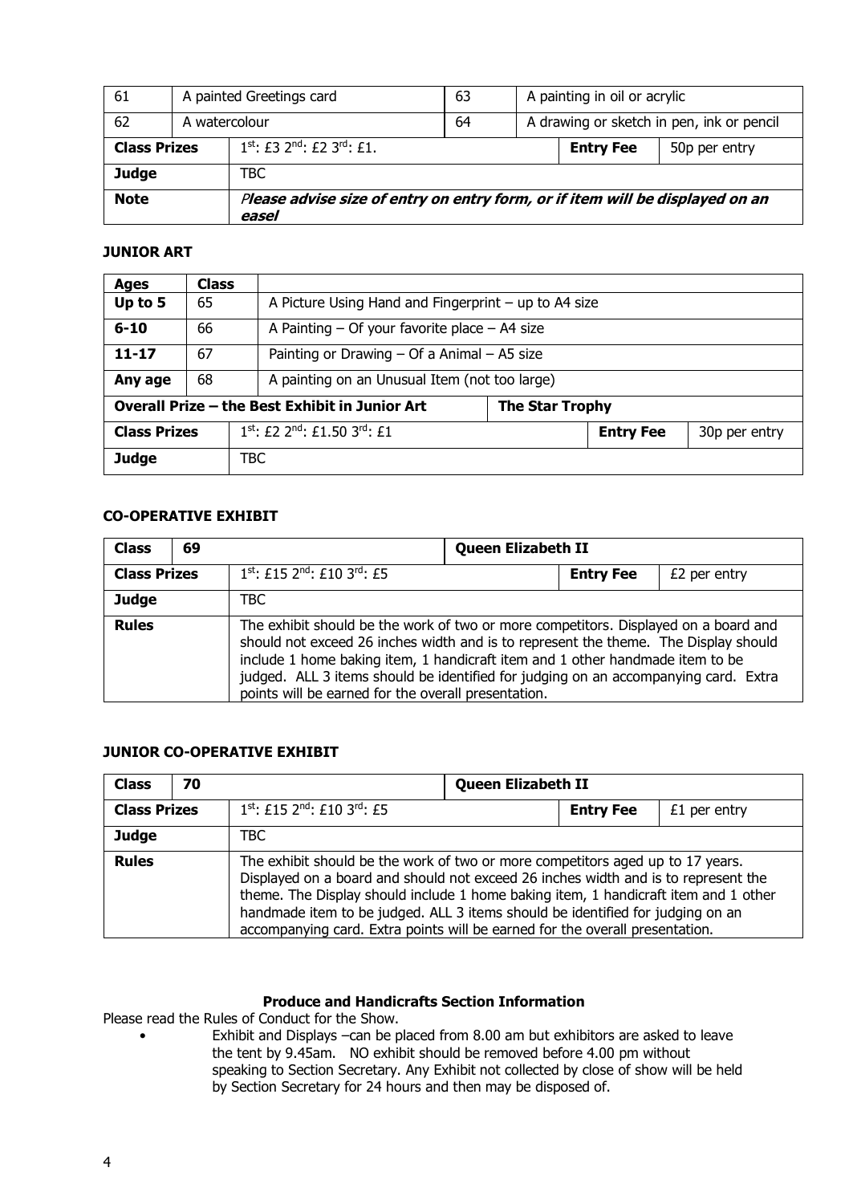| 61 | A painted Greetings card | 63 | A painting in oil or acrylic | |
|---|---|---|---|---|
| 62 | A watercolour | 64 | A drawing or sketch in pen, ink or pencil | |
| **Class Prizes** | 1st: £3 2nd: £2 3rd: £1. | | **Entry Fee** | 50p per entry |
| **Judge** | TBC | | | |
| **Note** | ***Please advise size of entry on entry form, or if item will be displayed on an easel*** | | | |

**JUNIOR ART**

| Ages | Class | | | |
|---|---|---|---|---|
| **Up to 5** | 65 | A Picture Using Hand and Fingerprint – up to A4 size | | |
| **6-10** | 66 | A Painting – Of your favorite place – A4 size | | |
| **11-17** | 67 | Painting or Drawing – Of a Animal – A5 size | | |
| **Any age** | 68 | A painting on an Unusual Item (not too large) | | |
| **Overall Prize – the Best Exhibit in Junior Art** | | **The Star Trophy** | | |
| **Class Prizes** | | 1st: £2 2nd: £1.50 3rd: £1 | **Entry Fee** | 30p per entry |
| **Judge** | | TBC | | |

**CO-OPERATIVE EXHIBIT**

| Class | 69 | **Queen Elizabeth II** | | |
|---|---|---|---|---|
| **Class Prizes** | 1st: £15 2nd: £10 3rd: £5 | | **Entry Fee** | £2 per entry |
| **Judge** | TBC | | | |
| **Rules** | The exhibit should be the work of two or more competitors. Displayed on a board and should not exceed 26 inches width and is to represent the theme. The Display should include 1 home baking item, 1 handicraft item and 1 other handmade item to be judged. ALL 3 items should be identified for judging on an accompanying card. Extra points will be earned for the overall presentation. | | | |

**JUNIOR CO-OPERATIVE EXHIBIT**

| Class | 70 | **Queen Elizabeth II** | | |
|---|---|---|---|---|
| **Class Prizes** | 1st: £15 2nd: £10 3rd: £5 | | **Entry Fee** | £1 per entry |
| **Judge** | TBC | | | |
| **Rules** | The exhibit should be the work of two or more competitors aged up to 17 years. Displayed on a board and should not exceed 26 inches width and is to represent the theme. The Display should include 1 home baking item, 1 handicraft item and 1 other handmade item to be judged. ALL 3 items should be identified for judging on an accompanying card. Extra points will be earned for the overall presentation. | | | |

**Produce and Handicrafts Section Information**

Please read the Rules of Conduct for the Show.

- Exhibit and Displays –can be placed from 8.00 am but exhibitors are asked to leave the tent by 9.45am. NO exhibit should be removed before 4.00 pm without speaking to Section Secretary. Any Exhibit not collected by close of show will be held by Section Secretary for 24 hours and then may be disposed of.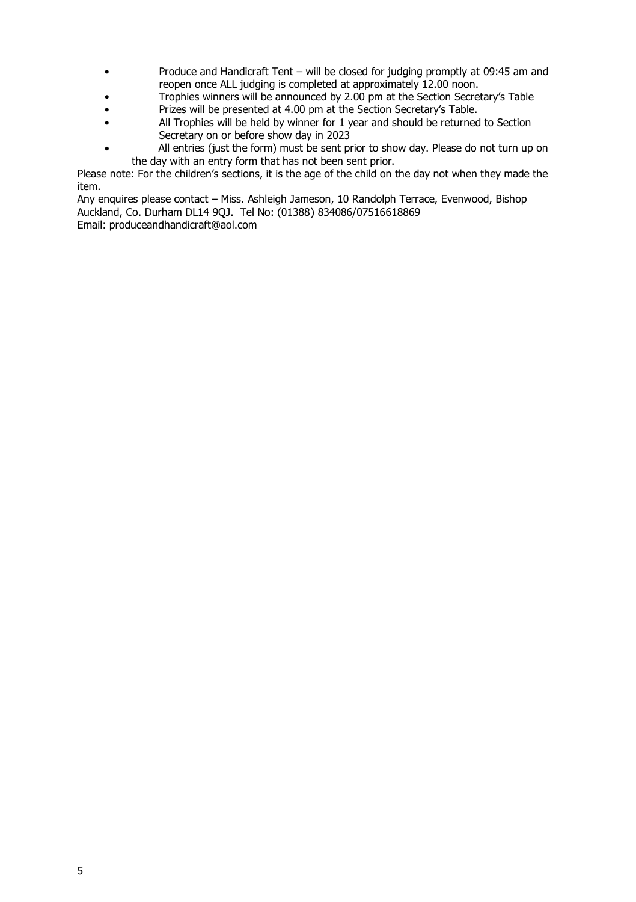- Produce and Handicraft Tent – will be closed for judging promptly at 09:45 am and reopen once ALL judging is completed at approximately 12.00 noon.
- Trophies winners will be announced by 2.00 pm at the Section Secretary's Table
- Prizes will be presented at 4.00 pm at the Section Secretary's Table.
- All Trophies will be held by winner for 1 year and should be returned to Section Secretary on or before show day in 2023
- All entries (just the form) must be sent prior to show day. Please do not turn up on the day with an entry form that has not been sent prior.

Please note: For the children's sections, it is the age of the child on the day not when they made the item.

Any enquires please contact – Miss. Ashleigh Jameson, 10 Randolph Terrace, Evenwood, Bishop Auckland, Co. Durham DL14 9QJ. Tel No: (01388) 834086/07516618869

Email: produceandhandicraft@aol.com